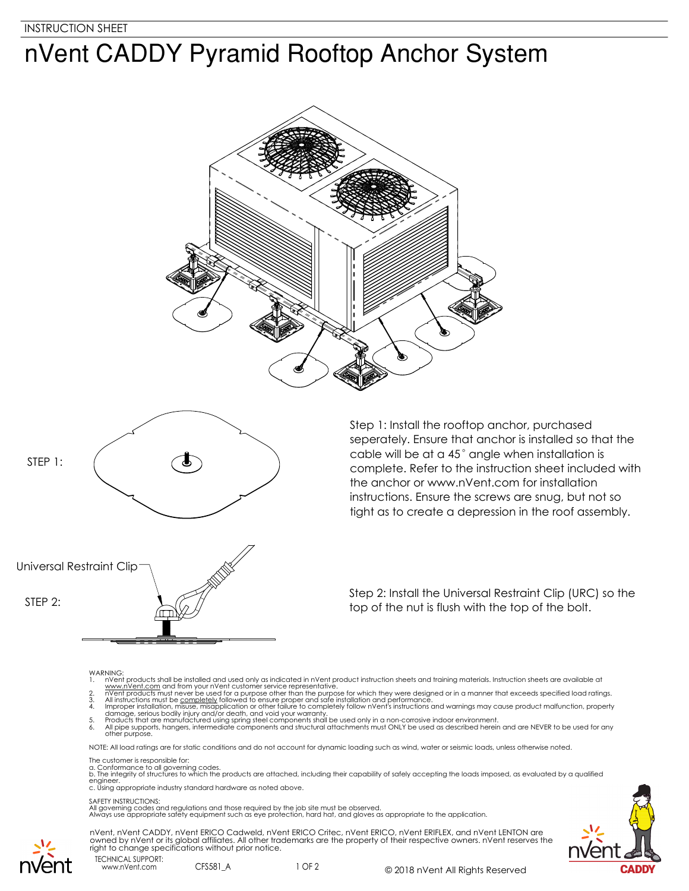INSTRUCTION SHEET

# nVent CADDY Pyramid Rooftop Anchor System

STEP 1:

Step 1: Install the rooftop anchor, purchased seperately. Ensure that anchor is installed so that the cable will be at a 45˚ angle when installation is complete. Refer to the instruction sheet included with the anchor or www.nVent.com for installation instructions. Ensure the screws are snug, but not so tight as to create a depression in the roof assembly.

Universal Restraint Clip

STEP 2:

Step 2: Install the Universal Restraint Clip (URC) so the top of the nut is flush with the top of the bolt.

WARNING:

1. nVent products shall be installed and used only as indicated in nVent product instruction sheets and training materials. Instruction sheets are available at www.nVent.com and from your nVent customer service representative.
2. nVent products must never be used for a purpose other than the purpose for which they were designed or in a manner that exceeds specified load ratings.
3. All instructions must be completely followed to ensure proper and safe installation and performance.
4. Improper installation, misuse, misapplication or other failure to completely follow nVent's instructions and warnings may cause product malfunction, property damage, serious bodily injury and/or death, and void your warranty.
5. Products that are manufactured using spring steel components shall be used only in a non-corrosive indoor environment.
6. All pipe supports, hangers, intermediate components and structural attachments must ONLY be used as described herein and are NEVER to be used for any other purpose.

NOTE: All load ratings are for static conditions and do not account for dynamic loading such as wind, water or seismic loads, unless otherwise noted.

The customer is responsible for:
a. Conformance to all governing codes.
b. The integrity of structures to which the products are attached, including their capability of safely accepting the loads imposed, as evaluated by a qualified engineer.
c. Using appropriate industry standard hardware as noted above.

SAFETY INSTRUCTIONS:
All governing codes and regulations and those required by the job site must be observed.
Always use appropriate safety equipment such as eye protection, hard hat, and gloves as appropriate to the application.

nVent, nVent CADDY, nVent ERICO Cadweld, nVent ERICO Critec, nVent ERICO, nVent ERIFLEX, and nVent LENTON are owned by nVent or its global affiliates. All other trademarks are the property of their respective owners. nVent reserves the right to change specifications without prior notice.

TECHNICAL SUPPORT:
www.nVent.com

CFS581_A

© 2018 nVent All Rights Reserved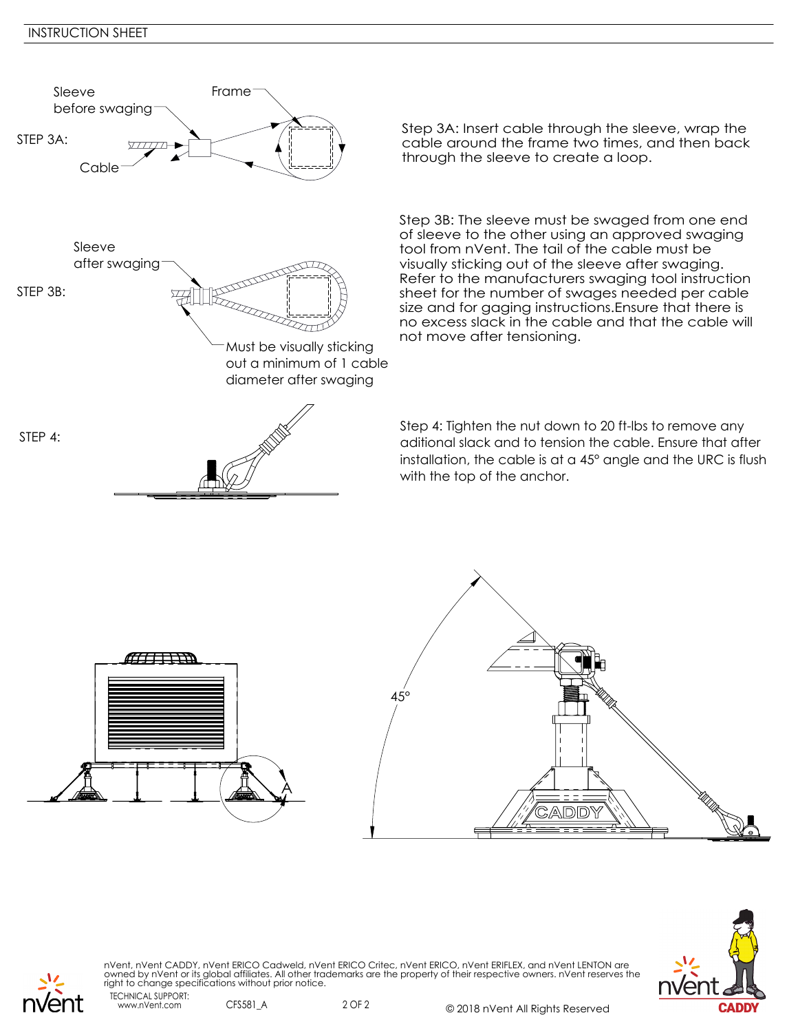STEP 3A:

Sleeve before swaging

Frame

Cable

Step 3A: Insert cable through the sleeve, wrap the cable around the frame two times, and then back through the sleeve to create a loop.

STEP 3B:

Sleeve after swaging

Must be visually sticking out a minimum of 1 cable diameter after swaging

Step 3B: The sleeve must be swaged from one end of sleeve to the other using an approved swaging tool from nVent. The tail of the cable must be visually sticking out of the sleeve after swaging. Refer to the manufacturers swaging tool instruction sheet for the number of swages needed per cable size and for gaging instructions.Ensure that there is no excess slack in the cable and that the cable will not move after tensioning.

STEP 4:

Step 4: Tighten the nut down to 20 ft-lbs to remove any aditional slack and to tension the cable. Ensure that after installation, the cable is at a 45° angle and the URC is flush with the top of the anchor.

A

45°

CADDY

nVent, nVent CADDY, nVent ERICO Cadweld, nVent ERICO Critec, nVent ERICO, nVent ERIFLEX, and nVent LENTON are owned by nVent or its global affiliates. All other trademarks are the property of their respective owners. nVent reserves the right to change specifications without prior notice.

TECHNICAL SUPPORT:
www.nVent.com

CFS581_A

© 2018 nVent All Rights Reserved